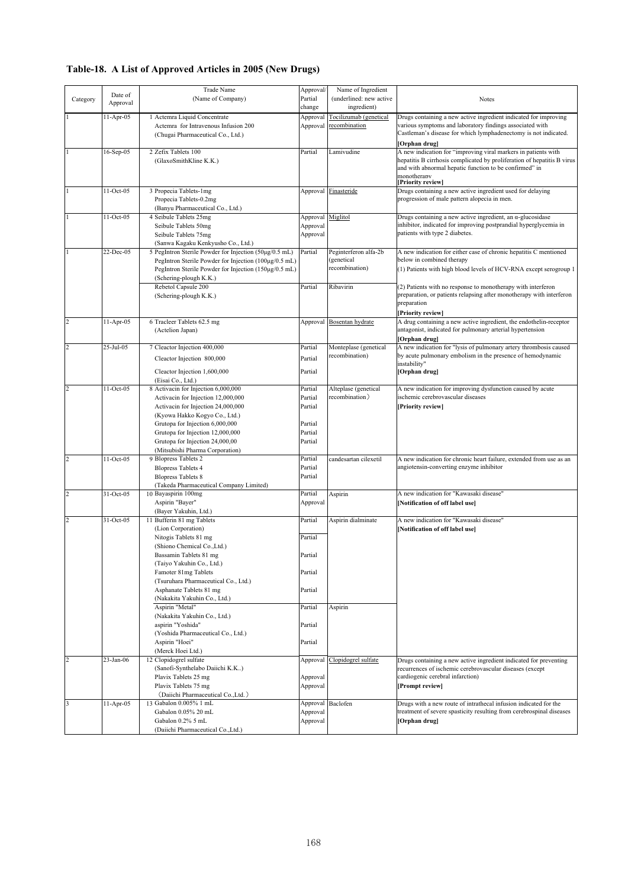## Table-18. A List of Approved Articles in 2005 (New Drugs)

| Category | Date of Approval | Trade Name (Name of Company) | Approval/ Partial change | Name of Ingredient (underlined: new active ingredient) | Notes |
|---|---|---|---|---|---|
| 1 | 11-Apr-05 | 1 Actemra Liquid Concentrate<br>Actemra for Intravenous Infusion 200<br>(Chugai Pharmaceutical Co., Ltd.) | Approval<br>Approval | <u>Tocilizumab (genetical recombination</u> | Drugs containing a new active ingredient indicated for improving various symptoms and laboratory findings associated with Castleman's disease for which lymphadenectomy is not indicated.<br>**[Orphan drug]** |
| 1 | 16-Sep-05 | 2 Zefix Tablets 100<br>(GlaxoSmithKline K.K.) | Partial | Lamivudine | A new indication for "improving viral markers in patients with hepatitis B cirrhosis complicated by proliferation of hepatitis B virus and with abnormal hepatic function to be confirmed" in monotherapy<br>**[Priority review]** |
| 1 | 11-Oct-05 | 3 Propecia Tablets-1mg<br>Propecia Tablets-0.2mg<br>(Banyu Pharmaceutical Co., Ltd.) | Approval | <u>Finasteride</u> | Drugs containing a new active ingredient used for delaying progression of male pattern alopecia in men. |
| 1 | 11-Oct-05 | 4 Seibule Tablets 25mg<br>Seibule Tablets 50mg<br>Seibule Tablets 75mg<br>(Sanwa Kagaku Kenkyusho Co., Ltd.) | Approval<br>Approval<br>Approval | <u>Miglitol</u> | Drugs containing a new active ingredient, an α-glucosidase inhibitor, indicated for improving postprandial hyperglycemia in patients with type 2 diabetes. |
| 1 | 22-Dec-05 | 5 PegIntron Sterile Powder for Injection (50μg/0.5 mL)<br>PegIntron Sterile Powder for Injection (100μg/0.5 mL)<br>PegIntron Sterile Powder for Injection (150μg/0.5 mL)<br>(Schering-plough K.K.)<br>Rebetol Capsule 200<br>(Schering-plough K.K.) | Partial<br><br><br><br>Partial | Peginterferon alfa-2b (genetical recombination)<br><br><br><br>Ribavirin | A new indication for either case of chronic hepatitis C mentioned below in combined therapy<br>(1) Patients with high blood levels of HCV-RNA except serogroup 1<br>(2) Patients with no response to monotherapy with interferon preparation, or patients relapsing after monotherapy with interferon preparation<br>**[Priority review]** |
| 2 | 11-Apr-05 | 6 Tracleer Tablets 62.5 mg<br>(Actelion Japan) | Approval | <u>Bosentan hydrate</u> | A drug containing a new active ingredient, the endothelin-receptor antagonist, indicated for pulmonary arterial hypertension<br>**[Orphan drug]** |
| 2 | 25-Jul-05 | 7 Cleactor Injection 400,000<br>Cleactor Injection 800,000<br>Cleactor Injection 1,600,000<br>(Eisai Co., Ltd.) | Partial<br>Partial<br>Partial | Monteplase (genetical recombination) | A new indication for "lysis of pulmonary artery thrombosis caused by acute pulmonary embolism in the presence of hemodynamic instability"<br>**[Orphan drug]** |
| 2 | 11-Oct-05 | 8 Activacin for Injection 6,000,000<br>Activacin for Injection 12,000,000<br>Activacin for Injection 24,000,000<br>(Kyowa Hakko Kogyo Co., Ltd.)<br>Grutopa for Injection 6,000,000<br>Grutopa for Injection 12,000,000<br>Grutopa for Injection 24,000,00<br>(Mitsubishi Pharma Corporation) | Partial<br>Partial<br>Partial<br><br>Partial<br>Partial<br>Partial | Alteplase (genetical recombination） | A new indication for improving dysfunction caused by acute ischemic cerebrovascular diseases<br>**[Priority review]** |
| 2 | 11-Oct-05 | 9 Blopress Tablets 2<br>Blopress Tablets 4<br>Blopress Tablets 8<br>(Takeda Pharmaceutical Company Limited) | Partial<br>Partial<br>Partial | candesartan cilexetil | A new indication for chronic heart failure, extended from use as an angiotensin-converting enzyme inhibitor |
| 2 | 31-Oct-05 | 10 Bayaspirin 100mg<br>Aspirin "Bayer"<br>(Bayer Yakuhin, Ltd.) | Partial<br>Approval | Aspirin | A new indication for "Kawasaki disease"<br>**[Notification of off label use]** |
| 2 | 31-Oct-05 | 11 Bufferin 81 mg Tablets<br>(Lion Corporation)<br>Nitogis Tablets 81 mg<br>(Shiono Chemical Co.,Ltd.)<br>Bassamin Tablets 81 mg<br>(Taiyo Yakuhin Co., Ltd.)<br>Famoter 81mg Tablets<br>(Tsuruhara Pharmaceutical Co., Ltd.)<br>Asphanate Tablets 81 mg<br>(Nakakita Yakuhin Co., Ltd.)<br>Aspirin "Metal"<br>(Nakakita Yakuhin Co., Ltd.)<br>aspirin "Yoshida"<br>(Yoshida Pharmaceutical Co., Ltd.)<br>Aspirin "Hoei"<br>(Merck Hoei Ltd.) | Partial<br><br>Partial<br><br>Partial<br><br>Partial<br><br>Partial<br><br>Partial<br><br>Partial<br><br>Partial | Aspirin dialminate<br><br><br><br><br><br><br><br><br><br>Aspirin | A new indication for "Kawasaki disease"<br>**[Notification of off label use]** |
| 2 | 23-Jan-06 | 12 Clopidogrel sulfate<br>(Sanofi-Synthelabo Daiichi K.K..)<br>Plavix Tablets 25 mg<br>Plavix Tablets 75 mg<br>（Daiichi Pharmaceutical Co.,Ltd.） | Approval<br><br>Approval<br>Approval | <u>Clopidogrel sulfate</u> | Drugs containing a new active ingredient indicated for preventing recurrences of ischemic cerebrovascular diseases (except cardiogenic cerebral infarction)<br>**[Prompt review]** |
| 3 | 11-Apr-05 | 13 Gabalon 0.005% 1 mL<br>Gabalon 0.05% 20 mL<br>Gabalon 0.2% 5 mL<br>(Daiichi Pharmaceutical Co.,Ltd.) | Approval<br>Approval<br>Approval | Baclofen | Drugs with a new route of intrathecal infusion indicated for the treatment of severe spasticity resulting from cerebrospinal diseases<br>**[Orphan drug]** |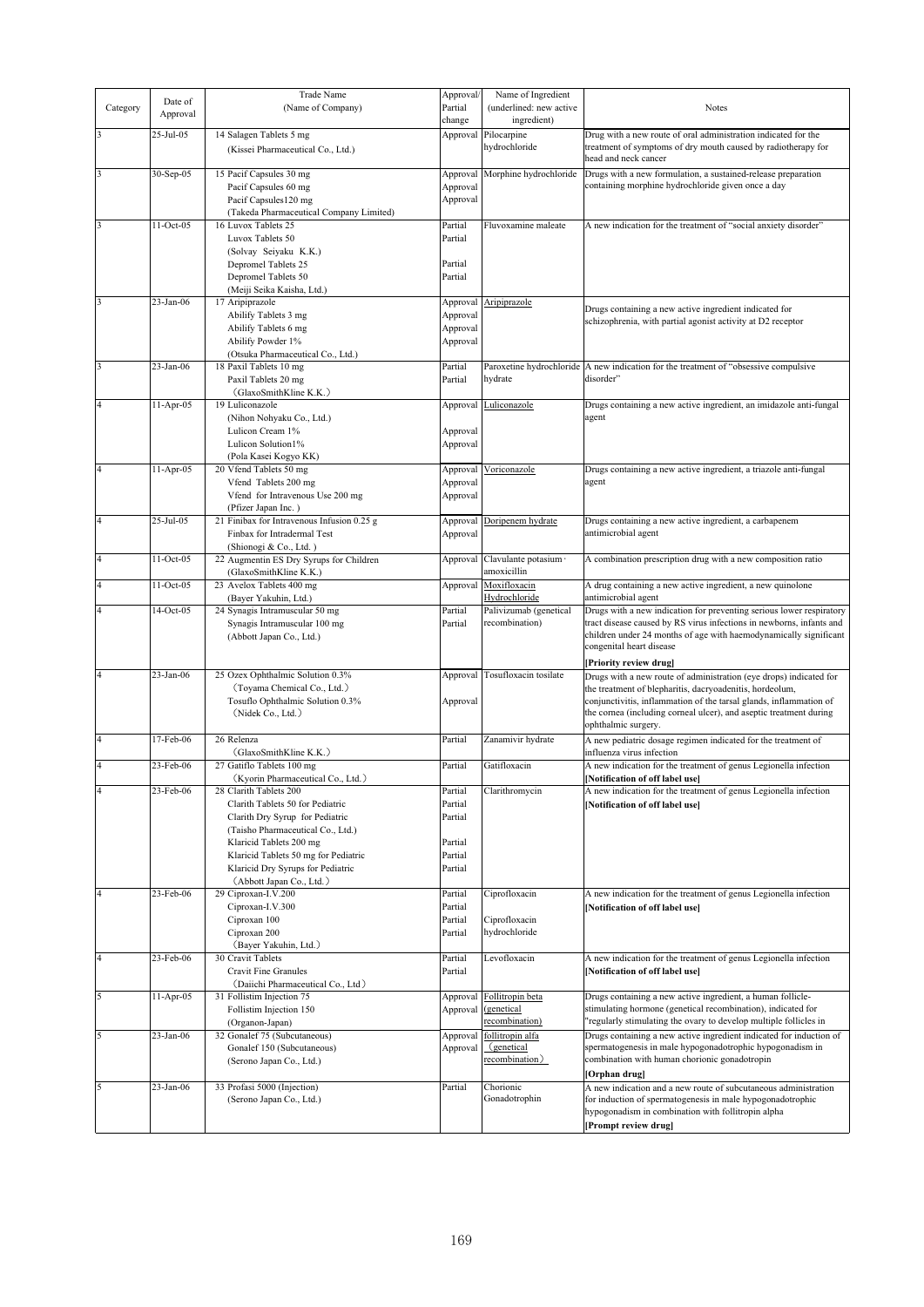| Category | Date of Approval | Trade Name (Name of Company) | Approval/ Partial change | Name of Ingredient (underlined: new active ingredient) | Notes |
|---|---|---|---|---|---|
| 3 | 25-Jul-05 | 14 Salagen Tablets 5 mg<br>(Kissei Pharmaceutical Co., Ltd.) | Approval | Pilocarpine hydrochloride | Drug with a new route of oral administration indicated for the treatment of symptoms of dry mouth caused by radiotherapy for head and neck cancer |
| 3 | 30-Sep-05 | 15 Pacif Capsules 30 mg<br>Pacif Capsules 60 mg<br>Pacif Capsules120 mg<br>(Takeda Pharmaceutical Company Limited) | Approval<br>Approval<br>Approval | Morphine hydrochloride | Drugs with a new formulation, a sustained-release preparation containing morphine hydrochloride given once a day |
| 3 | 11-Oct-05 | 16 Luvox Tablets 25<br>Luvox Tablets 50<br>(Solvay Seiyaku K.K.)<br>Depromel Tablets 25<br>Depromel Tablets 50<br>(Meiji Seika Kaisha, Ltd.) | Partial<br>Partial<br><br>Partial<br>Partial | Fluvoxamine maleate | A new indication for the treatment of "social anxiety disorder" |
| 3 | 23-Jan-06 | 17 Aripiprazole<br>Abilify Tablets 3 mg<br>Abilify Tablets 6 mg<br>Abilify Powder 1%<br>(Otsuka Pharmaceutical Co., Ltd.) | Approval<br>Approval<br>Approval<br>Approval | Aripiprazole | Drugs containing a new active ingredient indicated for schizophrenia, with partial agonist activity at D2 receptor |
| 3 | 23-Jan-06 | 18 Paxil Tablets 10 mg<br>Paxil Tablets 20 mg<br>（GlaxoSmithKline K.K.） | Partial<br>Partial | Paroxetine hydrochloride hydrate | A new indication for the treatment of "obsessive compulsive disorder" |
| 4 | 11-Apr-05 | 19 Luliconazole<br>(Nihon Nohyaku Co., Ltd.)<br>Lulicon Cream 1%<br>Lulicon Solution1%<br>(Pola Kasei Kogyo KK) | Approval<br><br>Approval<br>Approval | Luliconazole | Drugs containing a new active ingredient, an imidazole anti-fungal agent |
| 4 | 11-Apr-05 | 20 Vfend Tablets 50 mg<br>Vfend Tablets 200 mg<br>Vfend for Intravenous Use 200 mg<br>(Pfizer Japan Inc. ) | Approval<br>Approval<br>Approval | Voriconazole | Drugs containing a new active ingredient, a triazole anti-fungal agent |
| 4 | 25-Jul-05 | 21 Finibax for Intravenous Infusion 0.25 g<br>Finbax for Intradermal Test<br>(Shionogi & Co., Ltd. ) | Approval<br>Approval | Doripenem hydrate | Drugs containing a new active ingredient, a carbapenem antimicrobial agent |
| 4 | 11-Oct-05 | 22 Augmentin ES Dry Syrups for Children<br>(GlaxoSmithKline K.K.) | Approval | Clavulante potasium・amoxicillin | A combination prescription drug with a new composition ratio |
| 4 | 11-Oct-05 | 23 Avelox Tablets 400 mg<br>(Bayer Yakuhin, Ltd.) | Approval | Moxifloxacin Hydrochloride | A drug containing a new active ingredient, a new quinolone antimicrobial agent |
| 4 | 14-Oct-05 | 24 Synagis Intramuscular 50 mg<br>Synagis Intramuscular 100 mg<br>(Abbott Japan Co., Ltd.) | Partial<br>Partial | Palivizumab (genetical recombination) | Drugs with a new indication for preventing serious lower respiratory tract disease caused by RS virus infections in newborns, infants and children under 24 months of age with haemodynamically significant congenital heart disease<br>**[Priority review drug]** |
| 4 | 23-Jan-06 | 25 Ozex Ophthalmic Solution 0.3%<br>（Toyama Chemical Co., Ltd.）<br>Tosuflo Ophthalmic Solution 0.3%<br>（Nidek Co., Ltd.） | Approval<br><br>Approval | Tosufloxacin tosilate | Drugs with a new route of administration (eye drops) indicated for the treatment of blepharitis, dacryoadenitis, hordeolum, conjunctivitis, inflammation of the tarsal glands, inflammation of the cornea (including corneal ulcer), and aseptic treatment during ophthalmic surgery. |
| 4 | 17-Feb-06 | 26 Relenza<br>（GlaxoSmithKline K.K.） | Partial | Zanamivir hydrate | A new pediatric dosage regimen indicated for the treatment of influenza virus infection |
| 4 | 23-Feb-06 | 27 Gatiflo Tablets 100 mg<br>（Kyorin Pharmaceutical Co., Ltd.） | Partial | Gatifloxacin | A new indication for the treatment of genus Legionella infection<br>**[Notification of off label use]** |
| 4 | 23-Feb-06 | 28 Clarith Tablets 200<br>Clarith Tablets 50 for Pediatric<br>Clarith Dry Syrup for Pediatric<br>(Taisho Pharmaceutical Co., Ltd.)<br>Klaricid Tablets 200 mg<br>Klaricid Tablets 50 mg for Pediatric<br>Klaricid Dry Syrups for Pediatric<br>（Abbott Japan Co., Ltd.） | Partial<br>Partial<br>Partial<br><br>Partial<br>Partial<br>Partial | Clarithromycin | A new indication for the treatment of genus Legionella infection<br>**[Notification of off label use]** |
| 4 | 23-Feb-06 | 29 Ciproxan-I.V.200<br>Ciproxan-I.V.300<br>Ciproxan 100<br>Ciproxan 200<br>（Bayer Yakuhin, Ltd.） | Partial<br>Partial<br>Partial<br>Partial | Ciprofloxacin<br><br>Ciprofloxacin hydrochloride | A new indication for the treatment of genus Legionella infection<br>**[Notification of off label use]** |
| 4 | 23-Feb-06 | 30 Cravit Tablets<br>Cravit Fine Granules<br>（Daiichi Pharmaceutical Co., Ltd） | Partial<br>Partial | Levofloxacin | A new indication for the treatment of genus Legionella infection<br>**[Notification of off label use]** |
| 5 | 11-Apr-05 | 31 Follistim Injection 75<br>Follistim Injection 150<br>(Organon-Japan) | Approval<br>Approval | Follitropin beta (genetical recombination) | Drugs containing a new active ingredient, a human follicle-stimulating hormone (genetical recombination), indicated for "regularly stimulating the ovary to develop multiple follicles in |
| 5 | 23-Jan-06 | 32 Gonalef 75 (Subcutaneous)<br>Gonalef 150 (Subcutaneous)<br>(Serono Japan Co., Ltd.) | Approval<br>Approval | follitropin alfa （genetical recombination） | Drugs containing a new active ingredient indicated for induction of spermatogenesis in male hypogonadotrophic hypogonadism in combination with human chorionic gonadotropin<br>**[Orphan drug]** |
| 5 | 23-Jan-06 | 33 Profasi 5000 (Injection)<br>(Serono Japan Co., Ltd.) | Partial | Chorionic Gonadotrophin | A new indication and a new route of subcutaneous administration for induction of spermatogenesis in male hypogonadotrophic hypogonadism in combination with follitropin alpha<br>**[Prompt review drug]** |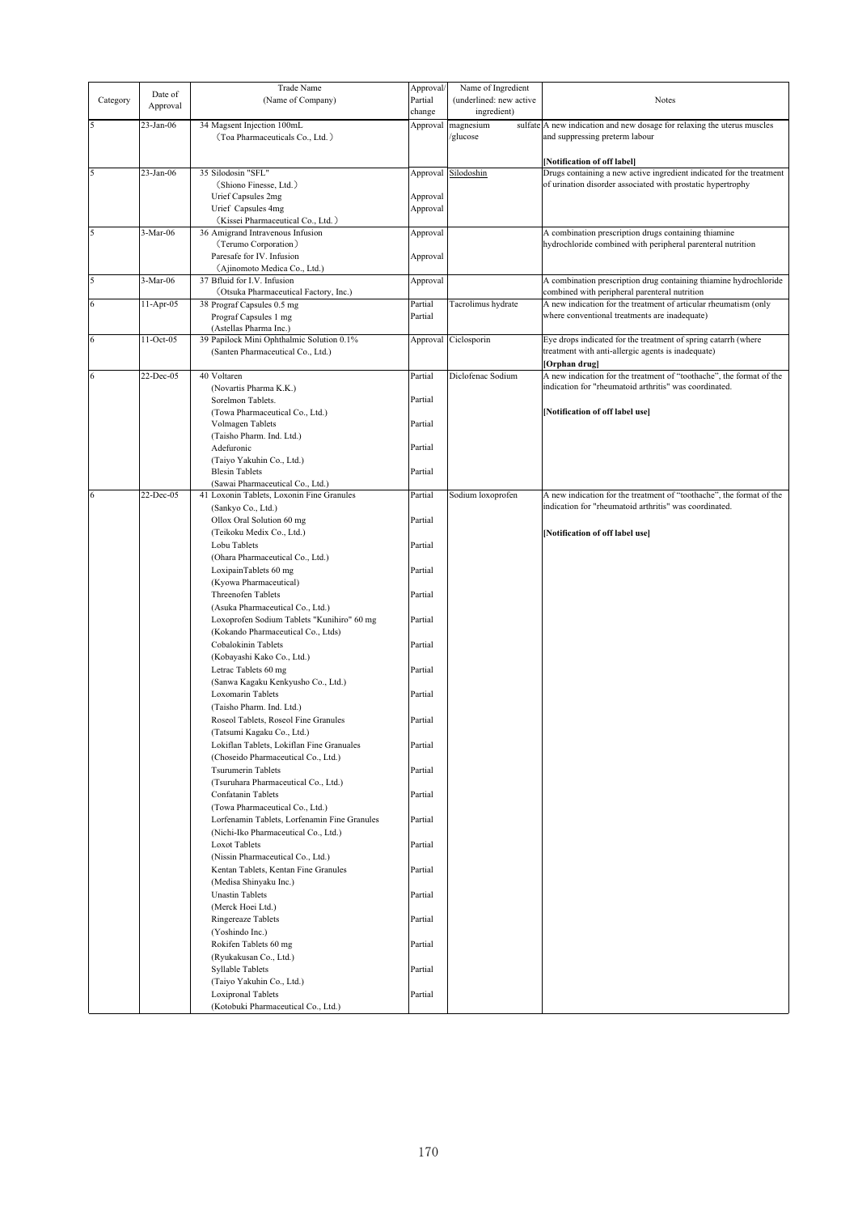| Category | Date of Approval | Trade Name (Name of Company) | Approval/ Partial change | Name of Ingredient (underlined: new active ingredient) | Notes |
|---|---|---|---|---|---|
| 5 | 23-Jan-06 | 34 Magsent Injection 100mL (Toa Pharmaceuticals Co., Ltd.) | Approval | magnesium sulfate /glucose | A new indication and new dosage for relaxing the uterus muscles and suppressing preterm labour<br><br>**[Notification of off label]** |
| 5 | 23-Jan-06 | 35 Silodosin "SFL" (Shiono Finesse, Ltd.)<br>Urief Capsules 2mg<br>Urief Capsules 4mg (Kissei Pharmaceutical Co., Ltd.) | Approval<br><br>Approval<br>Approval | <u>Silodoshin</u> | Drugs containing a new active ingredient indicated for the treatment of urination disorder associated with prostatic hypertrophy |
| 5 | 3-Mar-06 | 36 Amigrand Intravenous Infusion (Terumo Corporation)<br>Paresafe for IV. Infusion (Ajinomoto Medica Co., Ltd.) | Approval<br><br>Approval | | A combination prescription drugs containing thiamine hydrochloride combined with peripheral parenteral nutrition |
| 5 | 3-Mar-06 | 37 Bfluid for I.V. Infusion (Otsuka Pharmaceutical Factory, Inc.) | Approval | | A combination prescription drug containing thiamine hydrochloride combined with peripheral parenteral nutrition |
| 6 | 11-Apr-05 | 38 Prograf Capsules 0.5 mg<br>Prograf Capsules 1 mg (Astellas Pharma Inc.) | Partial<br>Partial | Tacrolimus hydrate | A new indication for the treatment of articular rheumatism (only where conventional treatments are inadequate) |
| 6 | 11-Oct-05 | 39 Papilock Mini Ophthalmic Solution 0.1% (Santen Pharmaceutical Co., Ltd.) | Approval | Ciclosporin | Eye drops indicated for the treatment of spring catarrh (where treatment with anti-allergic agents is inadequate)<br>**[Orphan drug]** |
| 6 | 22-Dec-05 | 40 Voltaren (Novartis Pharma K.K.)<br>Sorelmon Tablets. (Towa Pharmaceutical Co., Ltd.)<br>Volmagen Tablets (Taisho Pharm. Ind. Ltd.)<br>Adefuronic (Taiyo Yakuhin Co., Ltd.)<br>Blesin Tablets (Sawai Pharmaceutical Co., Ltd.) | Partial<br>Partial<br>Partial<br>Partial<br>Partial | Diclofenac Sodium | A new indication for the treatment of "toothache", the format of the indication for "rheumatoid arthritis" was coordinated.<br><br>**[Notification of off label use]** |
| 6 | 22-Dec-05 | 41 Loxonin Tablets, Loxonin Fine Granules (Sankyo Co., Ltd.)<br>Ollox Oral Solution 60 mg (Teikoku Medix Co., Ltd.)<br>Lobu Tablets (Ohara Pharmaceutical Co., Ltd.)<br>LoxipainTablets 60 mg (Kyowa Pharmaceutical)<br>Threenofen Tablets (Asuka Pharmaceutical Co., Ltd.)<br>Loxoprofen Sodium Tablets "Kunihiro" 60 mg (Kokando Pharmaceutical Co., Ltds)<br>Cobalokinin Tablets (Kobayashi Kako Co., Ltd.)<br>Letrac Tablets 60 mg (Sanwa Kagaku Kenkyusho Co., Ltd.)<br>Loxomarin Tablets (Taisho Pharm. Ind. Ltd.)<br>Roseol Tablets, Roseol Fine Granules (Tatsumi Kagaku Co., Ltd.)<br>Lokiflan Tablets, Lokiflan Fine Granuales (Choseido Pharmaceutical Co., Ltd.)<br>Tsurumerin Tablets (Tsuruhara Pharmaceutical Co., Ltd.)<br>Confatanin Tablets (Towa Pharmaceutical Co., Ltd.)<br>Lorfenamin Tablets, Lorfenamin Fine Granules (Nichi-Iko Pharmaceutical Co., Ltd.)<br>Loxot Tablets (Nissin Pharmaceutical Co., Ltd.)<br>Kentan Tablets, Kentan Fine Granules (Medisa Shinyaku Inc.)<br>Unastin Tablets (Merck Hoei Ltd.)<br>Ringereaze Tablets (Yoshindo Inc.)<br>Rokifen Tablets 60 mg (Ryukakusan Co., Ltd.)<br>Syllable Tablets (Taiyo Yakuhin Co., Ltd.)<br>Loxipronal Tablets (Kotobuki Pharmaceutical Co., Ltd.) | Partial<br>Partial<br>Partial<br>Partial<br>Partial<br>Partial<br>Partial<br>Partial<br>Partial<br>Partial<br>Partial<br>Partial<br>Partial<br>Partial<br>Partial<br>Partial<br>Partial<br>Partial<br>Partial<br>Partial<br>Partial | Sodium loxoprofen | A new indication for the treatment of "toothache", the format of the indication for "rheumatoid arthritis" was coordinated.<br><br>**[Notification of off label use]** |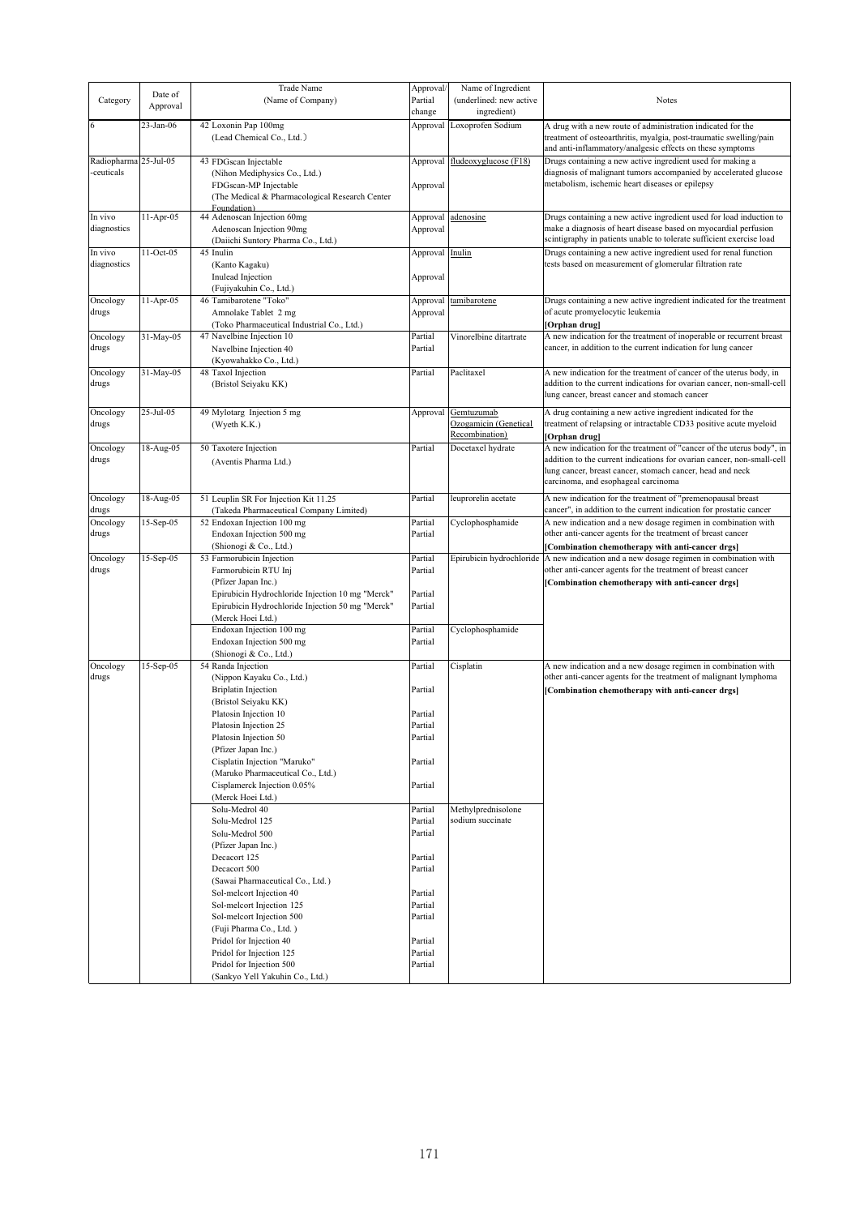| Category | Date of Approval | Trade Name (Name of Company) | Approval/ Partial change | Name of Ingredient (underlined: new active ingredient) | Notes |
|---|---|---|---|---|---|
| 6 | 23-Jan-06 | 42 Loxonin Pap 100mg (Lead Chemical Co., Ltd.) | Approval | Loxoprofen Sodium | A drug with a new route of administration indicated for the treatment of osteoarthritis, myalgia, post-traumatic swelling/pain and anti-inflammatory/analgesic effects on these symptoms |
| Radiopharmaceuticals | 25-Jul-05 | 43 FDGscan Injectable (Nihon Mediphysics Co., Ltd.) | Approval | fludeoxyglucose (F18) | Drugs containing a new active ingredient used for making a diagnosis of malignant tumors accompanied by accelerated glucose metabolism, ischemic heart diseases or epilepsy |
| | | FDGscan-MP Injectable (The Medical & Pharmacological Research Center Foundation) | Approval | | |
| In vivo diagnostics | 11-Apr-05 | 44 Adenoscan Injection 60mg | Approval | adenosine | Drugs containing a new active ingredient used for load induction to make a diagnosis of heart disease based on myocardial perfusion scintigraphy in patients unable to tolerate sufficient exercise load |
| | | Adenoscan Injection 90mg (Daiichi Suntory Pharma Co., Ltd.) | Approval | | |
| In vivo diagnostics | 11-Oct-05 | 45 Inulin (Kanto Kagaku) | Approval | Inulin | Drugs containing a new active ingredient used for renal function tests based on measurement of glomerular filtration rate |
| | | Inulead Injection (Fujiyakuhin Co., Ltd.) | Approval | | |
| Oncology drugs | 11-Apr-05 | 46 Tamibarotene "Toko" | Approval | tamibarotene | Drugs containing a new active ingredient indicated for the treatment of acute promyelocytic leukemia **[Orphan drug]** |
| | | Amnolake Tablet 2 mg (Toko Pharmaceutical Industrial Co., Ltd.) | Approval | | |
| Oncology drugs | 31-May-05 | 47 Navelbine Injection 10 | Partial | Vinorelbine ditartrate | A new indication for the treatment of inoperable or recurrent breast cancer, in addition to the current indication for lung cancer |
| | | Navelbine Injection 40 (Kyowahakko Co., Ltd.) | Partial | | |
| Oncology drugs | 31-May-05 | 48 Taxol Injection (Bristol Seiyaku KK) | Partial | Paclitaxel | A new indication for the treatment of cancer of the uterus body, in addition to the current indications for ovarian cancer, non-small-cell lung cancer, breast cancer and stomach cancer |
| Oncology drugs | 25-Jul-05 | 49 Mylotarg Injection 5 mg (Wyeth K.K.) | Approval | Gemtuzumab Ozogamicin (Genetical Recombination) | A drug containing a new active ingredient indicated for the treatment of relapsing or intractable CD33 positive acute myeloid **[Orphan drug]** |
| Oncology drugs | 18-Aug-05 | 50 Taxotere Injection (Aventis Pharma Ltd.) | Partial | Docetaxel hydrate | A new indication for the treatment of "cancer of the uterus body", in addition to the current indications for ovarian cancer, non-small-cell lung cancer, breast cancer, stomach cancer, head and neck carcinoma, and esophageal carcinoma |
| Oncology drugs | 18-Aug-05 | 51 Leuplin SR For Injection Kit 11.25 (Takeda Pharmaceutical Company Limited) | Partial | leuprorelin acetate | A new indication for the treatment of "premenopausal breast cancer", in addition to the current indication for prostatic cancer |
| Oncology drugs | 15-Sep-05 | 52 Endoxan Injection 100 mg | Partial | Cyclophosphamide | A new indication and a new dosage regimen in combination with other anti-cancer agents for the treatment of breast cancer **[Combination chemotherapy with anti-cancer drgs]** |
| | | Endoxan Injection 500 mg (Shionogi & Co., Ltd.) | Partial | | |
| Oncology drugs | 15-Sep-05 | 53 Farmorubicin Injection | Partial | Epirubicin hydrochloride | A new indication and a new dosage regimen in combination with other anti-cancer agents for the treatment of breast cancer **[Combination chemotherapy with anti-cancer drgs]** |
| | | Farmorubicin RTU Inj (Pfizer Japan Inc.) | Partial | | |
| | | Epirubicin Hydrochloride Injection 10 mg "Merck" | Partial | | |
| | | Epirubicin Hydrochloride Injection 50 mg "Merck" (Merck Hoei Ltd.) | Partial | | |
| | | Endoxan Injection 100 mg | Partial | Cyclophosphamide | |
| | | Endoxan Injection 500 mg (Shionogi & Co., Ltd.) | Partial | | |
| Oncology drugs | 15-Sep-05 | 54 Randa Injection (Nippon Kayaku Co., Ltd.) | Partial | Cisplatin | A new indication and a new dosage regimen in combination with other anti-cancer agents for the treatment of malignant lymphoma **[Combination chemotherapy with anti-cancer drgs]** |
| | | Briplatin Injection (Bristol Seiyaku KK) | Partial | | |
| | | Platosin Injection 10 | Partial | | |
| | | Platosin Injection 25 | Partial | | |
| | | Platosin Injection 50 (Pfizer Japan Inc.) | Partial | | |
| | | Cisplatin Injection "Maruko" (Maruko Pharmaceutical Co., Ltd.) | Partial | | |
| | | Cisplamerck Injection 0.05% (Merck Hoei Ltd.) | Partial | | |
| | | Solu-Medrol 40 | Partial | Methylprednisolone sodium succinate | |
| | | Solu-Medrol 125 | Partial | | |
| | | Solu-Medrol 500 (Pfizer Japan Inc.) | Partial | | |
| | | Decacort 125 | Partial | | |
| | | Decacort 500 (Sawai Pharmaceutical Co., Ltd.) | Partial | | |
| | | Sol-melcort Injection 40 | Partial | | |
| | | Sol-melcort Injection 125 | Partial | | |
| | | Sol-melcort Injection 500 (Fuji Pharma Co., Ltd.) | Partial | | |
| | | Pridol for Injection 40 | Partial | | |
| | | Pridol for Injection 125 | Partial | | |
| | | Pridol for Injection 500 (Sankyo Yell Yakuhin Co., Ltd.) | Partial | | |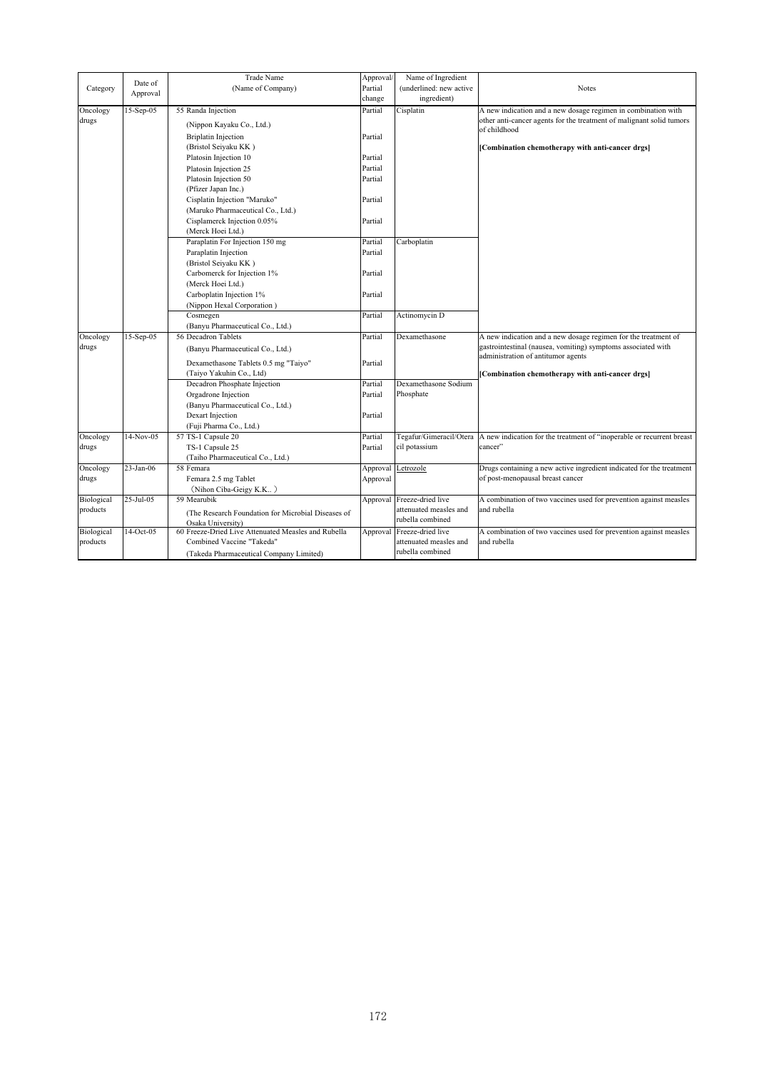| Category | Date of Approval | Trade Name (Name of Company) | Approval/ Partial change | Name of Ingredient (underlined: new active ingredient) | Notes |
|---|---|---|---|---|---|
| Oncology drugs | 15-Sep-05 | 55 Randa Injection | Partial | Cisplatin | A new indication and a new dosage regimen in combination with other anti-cancer agents for the treatment of malignant solid tumors of childhood |
| | | (Nippon Kayaku Co., Ltd.) | | | |
| | | Briplatin Injection | Partial | | |
| | | (Bristol Seiyaku KK ) | | | **[Combination chemotherapy with anti-cancer drgs]** |
| | | Platosin Injection 10 | Partial | | |
| | | Platosin Injection 25 | Partial | | |
| | | Platosin Injection 50 | Partial | | |
| | | (Pfizer Japan Inc.) | | | |
| | | Cisplatin Injection "Maruko" | Partial | | |
| | | (Maruko Pharmaceutical Co., Ltd.) | | | |
| | | Cisplamerck Injection 0.05% | Partial | | |
| | | (Merck Hoei Ltd.) | | | |
| | | Paraplatin For Injection 150 mg | Partial | Carboplatin | |
| | | Paraplatin Injection | Partial | | |
| | | (Bristol Seiyaku KK ) | | | |
| | | Carbomerck for Injection 1% | Partial | | |
| | | (Merck Hoei Ltd.) | | | |
| | | Carboplatin Injection 1% | Partial | | |
| | | (Nippon Hexal Corporation ) | | | |
| | | Cosmegen | Partial | Actinomycin D | |
| | | (Banyu Pharmaceutical Co., Ltd.) | | | |
| Oncology drugs | 15-Sep-05 | 56 Decadron Tablets | Partial | Dexamethasone | A new indication and a new dosage regimen for the treatment of gastrointestinal (nausea, vomiting) symptoms associated with administration of antitumor agents |
| | | (Banyu Pharmaceutical Co., Ltd.) | | | |
| | | Dexamethasone Tablets 0.5 mg "Taiyo" | Partial | | |
| | | (Taiyo Yakuhin Co., Ltd) | | | **[Combination chemotherapy with anti-cancer drgs]** |
| | | Decadron Phosphate Injection | Partial | Dexamethasone Sodium Phosphate | |
| | | Orgadrone Injection | Partial | | |
| | | (Banyu Pharmaceutical Co., Ltd.) | | | |
| | | Dexart Injection | Partial | | |
| | | (Fuji Pharma Co., Ltd.) | | | |
| Oncology drugs | 14-Nov-05 | 57 TS-1 Capsule 20 | Partial | Tegafur/Gimeracil/Oteracil potassium | A new indication for the treatment of "inoperable or recurrent breast cancer" |
| | | TS-1 Capsule 25 | Partial | | |
| | | (Taiho Pharmaceutical Co., Ltd.) | | | |
| Oncology drugs | 23-Jan-06 | 58 Femara | Approval | Letrozole | Drugs containing a new active ingredient indicated for the treatment of post-menopausal breast cancer |
| | | Femara 2.5 mg Tablet | Approval | | |
| | | （Nihon Ciba-Geigy K.K.. ） | | | |
| Biological products | 25-Jul-05 | 59 Mearubik | Approval | Freeze-dried live attenuated measles and rubella combined | A combination of two vaccines used for prevention against measles and rubella |
| | | (The Research Foundation for Microbial Diseases of Osaka University) | | | |
| Biological products | 14-Oct-05 | 60 Freeze-Dried Live Attenuated Measles and Rubella Combined Vaccine "Takeda" | Approval | Freeze-dried live attenuated measles and rubella combined | A combination of two vaccines used for prevention against measles and rubella |
| | | (Takeda Pharmaceutical Company Limited) | | | |